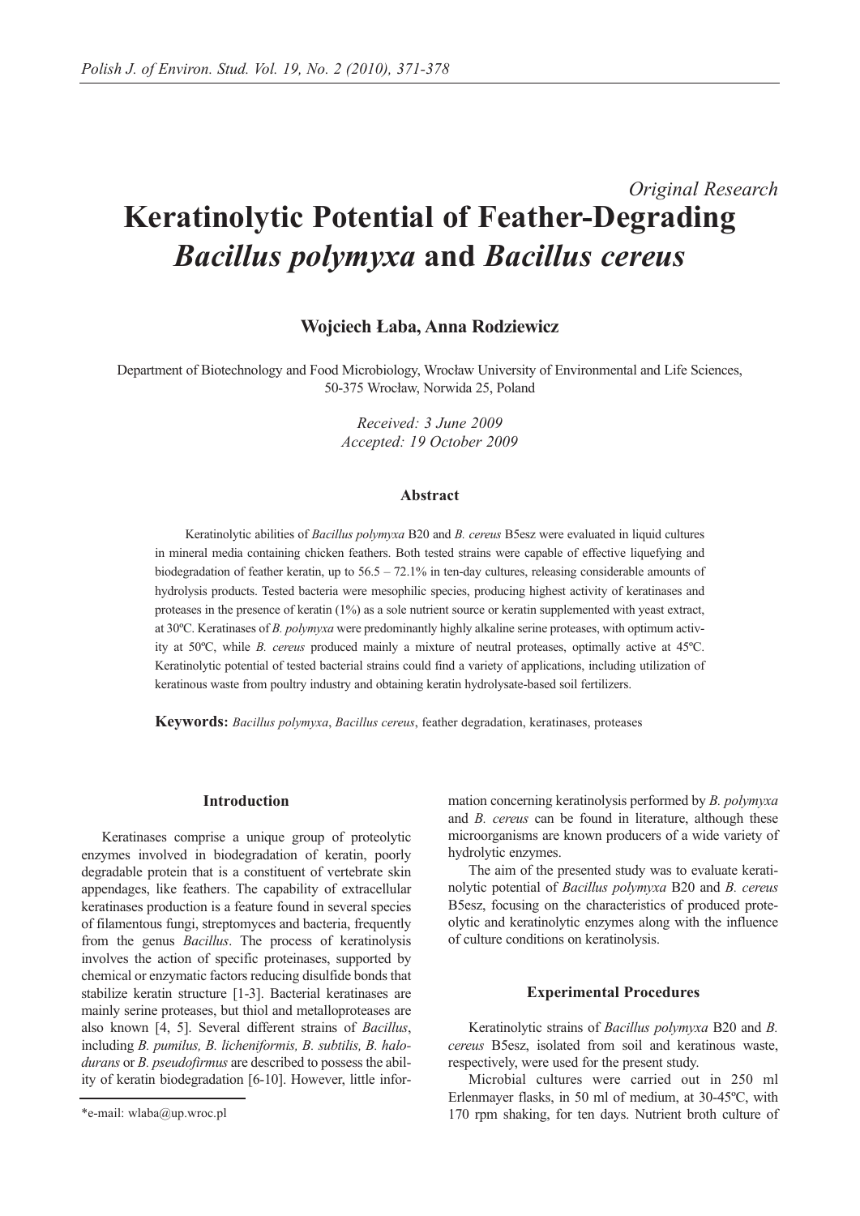*Original Research*

# Keratinolytic Potential of Feather-Degrading *Bacillus polymyxa* and *Bacillus cereus*

**Wojciech Łaba, Anna Rodziewicz**

Department of Biotechnology and Food Microbiology, Wrocław University of Environmental and Life Sciences, 50-375 Wrocław, Norwida 25, Poland

*Received: 3 June 2009*
*Accepted: 19 October 2009*

### Abstract

Keratinolytic abilities of *Bacillus polymyxa* B20 and *B. cereus* B5esz were evaluated in liquid cultures in mineral media containing chicken feathers. Both tested strains were capable of effective liquefying and biodegradation of feather keratin, up to 56.5 – 72.1% in ten-day cultures, releasing considerable amounts of hydrolysis products. Tested bacteria were mesophilic species, producing highest activity of keratinases and proteases in the presence of keratin (1%) as a sole nutrient source or keratin supplemented with yeast extract, at 30ºC. Keratinases of *B. polymyxa* were predominantly highly alkaline serine proteases, with optimum activity at 50ºC, while *B. cereus* produced mainly a mixture of neutral proteases, optimally active at 45ºC. Keratinolytic potential of tested bacterial strains could find a variety of applications, including utilization of keratinous waste from poultry industry and obtaining keratin hydrolysate-based soil fertilizers.

**Keywords:** *Bacillus polymyxa*, *Bacillus cereus*, feather degradation, keratinases, proteases

### Introduction

Keratinases comprise a unique group of proteolytic enzymes involved in biodegradation of keratin, poorly degradable protein that is a constituent of vertebrate skin appendages, like feathers. The capability of extracellular keratinases production is a feature found in several species of filamentous fungi, streptomyces and bacteria, frequently from the genus *Bacillus*. The process of keratinolysis involves the action of specific proteinases, supported by chemical or enzymatic factors reducing disulfide bonds that stabilize keratin structure [1-3]. Bacterial keratinases are mainly serine proteases, but thiol and metalloproteases are also known [4, 5]. Several different strains of *Bacillus*, including *B. pumilus, B. licheniformis, B. subtilis, B. halodurans* or *B. pseudofirmus* are described to possess the ability of keratin biodegradation [6-10]. However, little information concerning keratinolysis performed by *B. polymyxa* and *B. cereus* can be found in literature, although these microorganisms are known producers of a wide variety of hydrolytic enzymes.

The aim of the presented study was to evaluate keratinolytic potential of *Bacillus polymyxa* B20 and *B. cereus* B5esz, focusing on the characteristics of produced proteolytic and keratinolytic enzymes along with the influence of culture conditions on keratinolysis.

### Experimental Procedures

Keratinolytic strains of *Bacillus polymyxa* B20 and *B. cereus* B5esz, isolated from soil and keratinous waste, respectively, were used for the present study.

Microbial cultures were carried out in 250 ml Erlenmayer flasks, in 50 ml of medium, at 30-45ºC, with 170 rpm shaking, for ten days. Nutrient broth culture of

*e-mail: wlaba@up.wroc.pl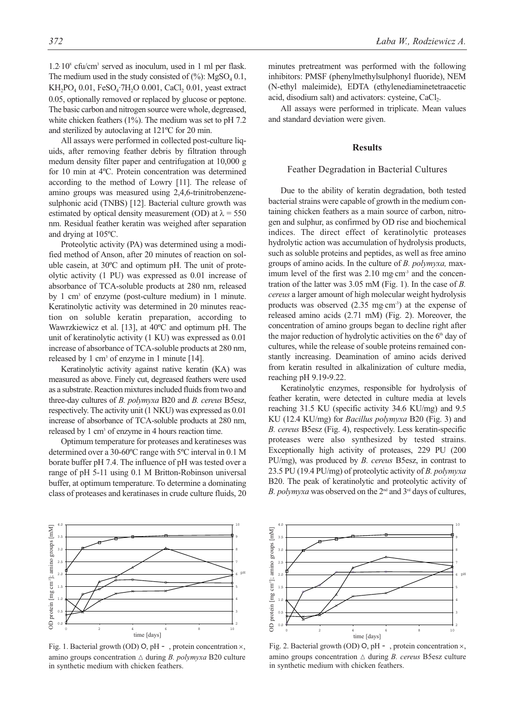$1.2{\cdot}10^8$ cfu/cm$^3$ served as inoculum, used in 1 ml per flask. The medium used in the study consisted of (%): $MgSO_4$ 0.1, $KH_2PO_4$ 0.01, $FeSO_4{\cdot}7H_2O$ 0.001, $CaCl_2$ 0.01, yeast extract 0.05, optionally removed or replaced by glucose or peptone. The basic carbon and nitrogen source were whole, degreased, white chicken feathers (1%). The medium was set to pH 7.2 and sterilized by autoclaving at 121ºC for 20 min.

All assays were performed in collected post-culture liquids, after removing feather debris by filtration through medum density filter paper and centrifugation at 10,000 g for 10 min at 4ºC. Protein concentration was determined according to the method of Lowry [11]. The release of amino groups was measured using 2,4,6-trinitrobenzenesulphonic acid (TNBS) [12]. Bacterial culture growth was estimated by optical density measurement (OD) at $\lambda = 550$ nm. Residual feather keratin was weighed after separation and drying at 105ºC.

Proteolytic activity (PA) was determined using a modified method of Anson, after 20 minutes of reaction on soluble casein, at 30ºC and optimum pH. The unit of proteolytic activity (1 PU) was expressed as 0.01 increase of absorbance of TCA-soluble products at 280 nm, released by 1 cm$^3$ of enzyme (post-culture medium) in 1 minute. Keratinolytic activity was determined in 20 minutes reaction on soluble keratin preparation, according to Wawrzkiewicz et al. [13], at 40ºC and optimum pH. The unit of keratinolytic activity (1 KU) was expressed as 0.01 increase of absorbance of TCA-soluble products at 280 nm, released by 1 cm$^3$ of enzyme in 1 minute [14].

Keratinolytic activity against native keratin (KA) was measured as above. Finely cut, degreased feathers were used as a substrate. Reaction mixtures included fluids from two and three-day cultures of *B. polymyxa* B20 and *B. cereus* B5esz, respectively. The activity unit (1 NKU) was expressed as 0.01 increase of absorbance of TCA-soluble products at 280 nm, released by 1 cm$^3$ of enzyme in 4 hours reaction time.

Optimum temperature for proteases and keratineses was determined over a 30-60ºC range with 5ºC interval in 0.1 M borate buffer pH 7.4. The influence of pH was tested over a range of pH 5-11 using 0.1 M Britton-Robinson universal buffer, at optimum temperature. To determine a dominating class of proteases and keratinases in crude culture fluids, 20 minutes pretreatment was performed with the following inhibitors: PMSF (phenylmethylsulphonyl fluoride), NEM (N-ethyl maleimide), EDTA (ethylenediaminetetraacetic acid, disodium salt) and activators: cysteine, $CaCl_2$.

All assays were performed in triplicate. Mean values and standard deviation were given.

## Results

### Feather Degradation in Bacterial Cultures

Due to the ability of keratin degradation, both tested bacterial strains were capable of growth in the medium containing chicken feathers as a main source of carbon, nitrogen and sulphur, as confirmed by OD rise and biochemical indices. The direct effect of keratinolytic proteases hydrolytic action was accumulation of hydrolysis products, such as soluble proteins and peptides, as well as free amino groups of amino acids. In the culture of *B. polymyxa,* maximum level of the first was 2.10 mg·cm$^{-3}$ and the concentration of the latter was 3.05 mM (Fig. 1). In the case of *B. cereus* a larger amount of high molecular weight hydrolysis products was observed (2.35 mg·cm$^{-3}$) at the expense of released amino acids (2.71 mM) (Fig. 2). Moreover, the concentration of amino groups began to decline right after the major reduction of hydrolytic activities on the 6$^{th}$ day of cultures, while the release of souble proteins remained constantly increasing. Deamination of amino acids derived from keratin resulted in alkalinization of culture media, reaching pH 9.19-9.22.

Keratinolytic enzymes, responsible for hydrolysis of feather keratin, were detected in culture media at levels reaching 31.5 KU (specific activity 34.6 KU/mg) and 9.5 KU (12.4 KU/mg) for *Bacillus polymyxa* B20 (Fig. 3) and *B. cereus* B5esz (Fig. 4), respectively. Less keratin-specific proteases were also synthesized by tested strains. Exceptionally high activity of proteases, 229 PU (200 PU/mg), was produced by *B. cereus* B5esz, in contrast to 23.5 PU (19.4 PU/mg) of proteolytic activity of *B. polymyxa* B20. The peak of keratinolytic and proteolytic activity of *B. polymyxa* was observed on the 2$^{nd}$ and 3$^{rd}$ days of cultures,

Fig. 1. Bacterial growth (OD) ○, pH -, protein concentration ×, amino groups concentration △ during *B. polymyxa* B20 culture in synthetic medium with chicken feathers.

Fig. 2. Bacterial growth (OD) ○, pH -, protein concentration ×, amino groups concentration △ during *B. cereus* B5esz culture in synthetic medium with chicken feathers.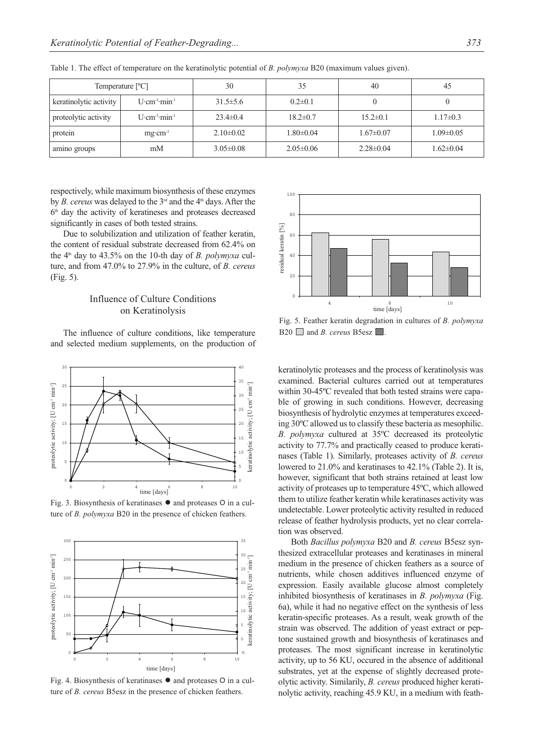Table 1. The effect of temperature on the keratinolytic potential of *B. polymyxa* B20 (maximum values given).

| Temperature [ºC] | | 30 | 35 | 40 | 45 |
|---|---|---|---|---|---|
| keratinolytic activity | $U \cdot cm^{-3} \cdot min^{-1}$ | 31.5±5.6 | 0.2±0.1 | 0 | 0 |
| proteolytic activity | $U \cdot cm^{-3} \cdot min^{-1}$ | 23.4±0.4 | 18.2±0.7 | 15.2±0.1 | 1.17±0.3 |
| protein | $mg \cdot cm^{-3}$ | 2.10±0.02 | 1.80±0.04 | 1.67±0.07 | 1.09±0.05 |
| amino groups | mM | 3.05±0.08 | 2.05±0.06 | 2.28±0.04 | 1.62±0.04 |

respectively, while maximum biosynthesis of these enzymes by *B. cereus* was delayed to the 3rd and the 4th days. After the 6th day the activity of keratineses and proteases decreased significantly in cases of both tested strains.

Due to solubilization and utilization of feather keratin, the content of residual substrate decreased from 62.4% on the 4th day to 43.5% on the 10-th day of *B. polymyxa* culture, and from 47.0% to 27.9% in the culture, of *B. cereus* (Fig. 5).

## Influence of Culture Conditions on Keratinolysis

The influence of culture conditions, like temperature and selected medium supplements, on the production of keratinolytic proteases and the process of keratinolysis was examined. Bacterial cultures carried out at temperatures within 30-45ºC revealed that both tested strains were capable of growing in such conditions. However, decreasing biosynthesis of hydrolytic enzymes at temperatures exceeding 30ºC allowed us to classify these bacteria as mesophilic. *B. polymyxa* cultured at 35ºC decreased its proteolytic activity to 77.7% and practically ceased to produce keratinases (Table 1). Similarly, proteases activity of *B. cereus* lowered to 21.0% and keratinases to 42.1% (Table 2). It is, however, significant that both strains retained at least low activity of proteases up to temperature 45ºC, which allowed them to utilize feather keratin while keratinases activity was undetectable. Lower proteolytic activity resulted in reduced release of feather hydrolysis products, yet no clear correlation was observed.

Both *Bacillus polymyxa* B20 and *B. cereus* B5esz synthesized extracellular proteases and keratinases in mineral medium in the presence of chicken feathers as a source of nutrients, while chosen additives influenced enzyme of expression. Easily available glucose almost completely inhibited biosynthesis of keratinases in *B. polymyxa* (Fig. 6a), while it had no negative effect on the synthesis of less keratin-specific proteases. As a result, weak growth of the strain was observed. The addition of yeast extract or peptone sustained growth and biosynthesis of keratinases and proteases. The most significant increase in keratinolytic activity, up to 56 KU, occured in the absence of additional substrates, yet at the expense of slightly decreased proteolytic activity. Similarily, *B. cereus* produced higher keratinolytic activity, reaching 45.9 KU, in a medium with feath-

Fig. 3. Biosynthesis of keratinases ● and proteases ○ in a culture of *B. polymyxa* B20 in the presence of chicken feathers.

Fig. 4. Biosynthesis of keratinases ● and proteases ○ in a culture of *B. cereus* B5esz in the presence of chicken feathers.

Fig. 5. Feather keratin degradation in cultures of *B. polymyxa* B20 ☐ and *B. cereus* B5esz ■.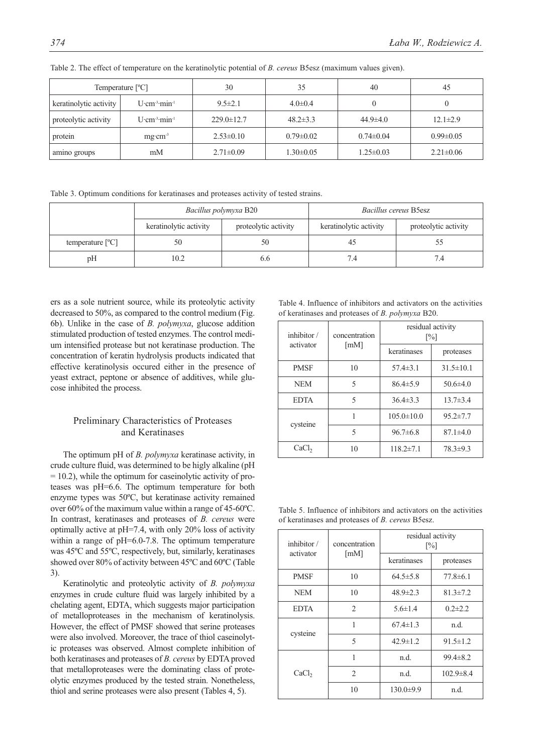Table 2. The effect of temperature on the keratinolytic potential of *B. cereus* B5esz (maximum values given).

| Temperature [ºC] | | 30 | 35 | 40 | 45 |
|---|---|---|---|---|---|
| keratinolytic activity | $U \cdot cm^{-3} \cdot min^{-1}$ | 9.5±2.1 | 4.0±0.4 | 0 | 0 |
| proteolytic activity | $U \cdot cm^{-3} \cdot min^{-1}$ | 229.0±12.7 | 48.2±3.3 | 44.9±4.0 | 12.1±2.9 |
| protein | $mg \cdot cm^{-3}$ | 2.53±0.10 | 0.79±0.02 | 0.74±0.04 | 0.99±0.05 |
| amino groups | mM | 2.71±0.09 | 1.30±0.05 | 1.25±0.03 | 2.21±0.06 |

Table 3. Optimum conditions for keratinases and proteases activity of tested strains.

| | *Bacillus polymyxa* B20 | | *Bacillus cereus* B5esz | |
|---|---|---|---|---|
| | keratinolytic activity | proteolytic activity | keratinolytic activity | proteolytic activity |
| temperature [ºC] | 50 | 50 | 45 | 55 |
| pH | 10.2 | 6.6 | 7.4 | 7.4 |

ers as a sole nutrient source, while its proteolytic activity decreased to 50%, as compared to the control medium (Fig. 6b). Unlike in the case of *B. polymyxa*, glucose addition stimulated production of tested enzymes. The control medium intensified protease but not keratinase production. The concentration of keratin hydrolysis products indicated that effective keratinolysis occured either in the presence of yeast extract, peptone or absence of additives, while glucose inhibited the process.

## Preliminary Characteristics of Proteases and Keratinases

The optimum pH of *B. polymyxa* keratinase activity, in crude culture fluid, was determined to be higly alkaline (pH = 10.2), while the optimum for caseinolytic activity of proteases was pH=6.6. The optimum temperature for both enzyme types was 50ºC, but keratinase activity remained over 60% of the maximum value within a range of 45-60ºC. In contrast, keratinases and proteases of *B. cereus* were optimally active at pH=7.4, with only 20% loss of activity within a range of pH=6.0-7.8. The optimum temperature was 45ºC and 55ºC, respectively, but, similarly, keratinases showed over 80% of activity between 45ºC and 60ºC (Table 3).

Keratinolytic and proteolytic activity of *B. polymyxa* enzymes in crude culture fluid was largely inhibited by a chelating agent, EDTA, which suggests major participation of metalloproteases in the mechanism of keratinolysis. However, the effect of PMSF showed that serine proteases were also involved. Moreover, the trace of thiol caseinolytic proteases was observed. Almost complete inhibition of both keratinases and proteases of *B. cereus* by EDTA proved that metalloproteases were the dominating class of proteolytic enzymes produced by the tested strain. Nonetheless, thiol and serine proteases were also present (Tables 4, 5).

Table 4. Influence of inhibitors and activators on the activities of keratinases and proteases of *B. polymyxa* B20.

| inhibitor / activator | concentration [mM] | residual activity [%] | |
|---|---|---|---|
| | | keratinases | proteases |
| PMSF | 10 | 57.4±3.1 | 31.5±10.1 |
| NEM | 5 | 86.4±5.9 | 50.6±4.0 |
| EDTA | 5 | 36.4±3.3 | 13.7±3.4 |
| cysteine | 1 | 105.0±10.0 | 95.2±7.7 |
| | 5 | 96.7±6.8 | 87.1±4.0 |
| $CaCl_2$ | 10 | 118.2±7.1 | 78.3±9.3 |

Table 5. Influence of inhibitors and activators on the activities of keratinases and proteases of *B. cereus* B5esz.

| inhibitor / activator | concentration [mM] | residual activity [%] | |
|---|---|---|---|
| | | keratinases | proteases |
| PMSF | 10 | 64.5±5.8 | 77.8±6.1 |
| NEM | 10 | 48.9±2.3 | 81.3±7.2 |
| EDTA | 2 | 5.6±1.4 | 0.2±2.2 |
| cysteine | 1 | 67.4±1.3 | n.d. |
| | 5 | 42.9±1.2 | 91.5±1.2 |
| $CaCl_2$ | 1 | n.d. | 99.4±8.2 |
| | 2 | n.d. | 102.9±8.4 |
| | 10 | 130.0±9.9 | n.d. |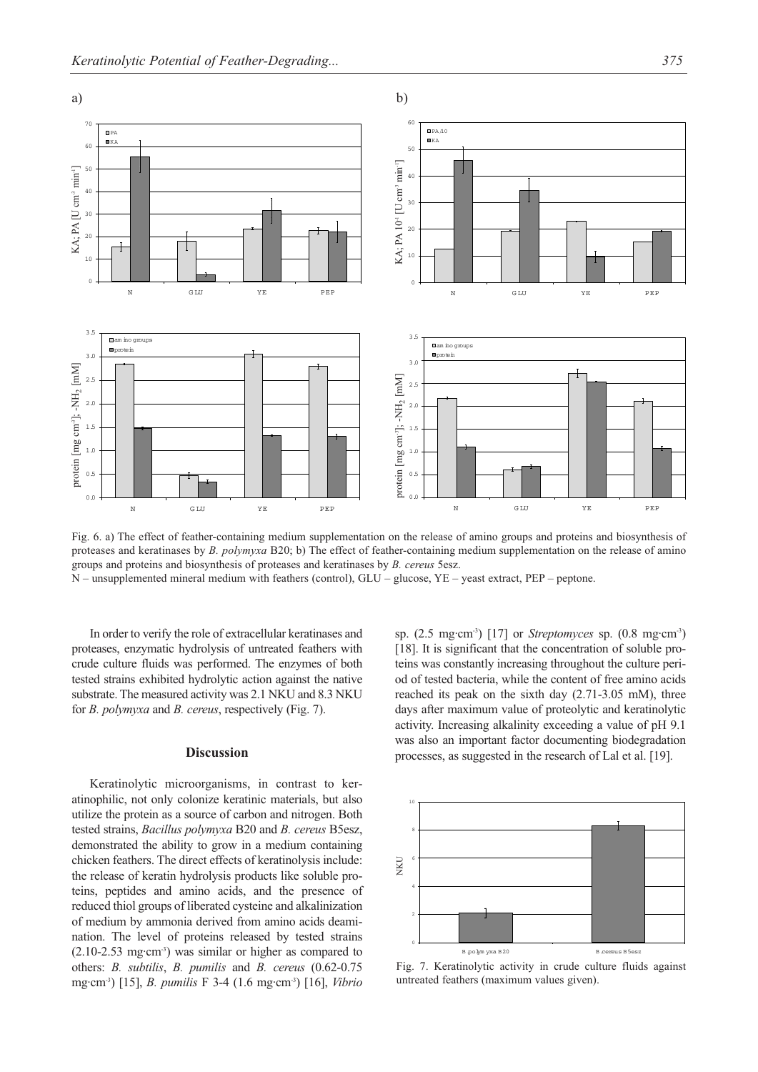a)

b)

Fig. 6. a) The effect of feather-containing medium supplementation on the release of amino groups and proteins and biosynthesis of proteases and keratinases by *B. polymyxa* B20; b) The effect of feather-containing medium supplementation on the release of amino groups and proteins and biosynthesis of proteases and keratinases by *B. cereus* 5esz.
N – unsupplemented mineral medium with feathers (control), GLU – glucose, YE – yeast extract, PEP – peptone.

In order to verify the role of extracellular keratinases and proteases, enzymatic hydrolysis of untreated feathers with crude culture fluids was performed. The enzymes of both tested strains exhibited hydrolytic action against the native substrate. The measured activity was 2.1 NKU and 8.3 NKU for *B. polymyxa* and *B. cereus*, respectively (Fig. 7).

## Discussion

Keratinolytic microorganisms, in contrast to keratinophilic, not only colonize keratinic materials, but also utilize the protein as a source of carbon and nitrogen. Both tested strains, *Bacillus polymyxa* B20 and *B. cereus* B5esz, demonstrated the ability to grow in a medium containing chicken feathers. The direct effects of keratinolysis include: the release of keratin hydrolysis products like soluble proteins, peptides and amino acids, and the presence of reduced thiol groups of liberated cysteine and alkalinization of medium by ammonia derived from amino acids deamination. The level of proteins released by tested strains (2.10-2.53 mg·cm$^{-3}$) was similar or higher as compared to others: *B. subtilis*, *B. pumilis* and *B. cereus* (0.62-0.75 mg·cm$^{-3}$) [15], *B. pumilis* F 3-4 (1.6 mg·cm$^{-3}$) [16], *Vibrio* sp. (2.5 mg·cm$^{-3}$) [17] or *Streptomyces* sp. (0.8 mg·cm$^{-3}$) [18]. It is significant that the concentration of soluble proteins was constantly increasing throughout the culture period of tested bacteria, while the content of free amino acids reached its peak on the sixth day (2.71-3.05 mM), three days after maximum value of proteolytic and keratinolytic activity. Increasing alkalinity exceeding a value of pH 9.1 was also an important factor documenting biodegradation processes, as suggested in the research of Lal et al. [19].

Fig. 7. Keratinolytic activity in crude culture fluids against untreated feathers (maximum values given).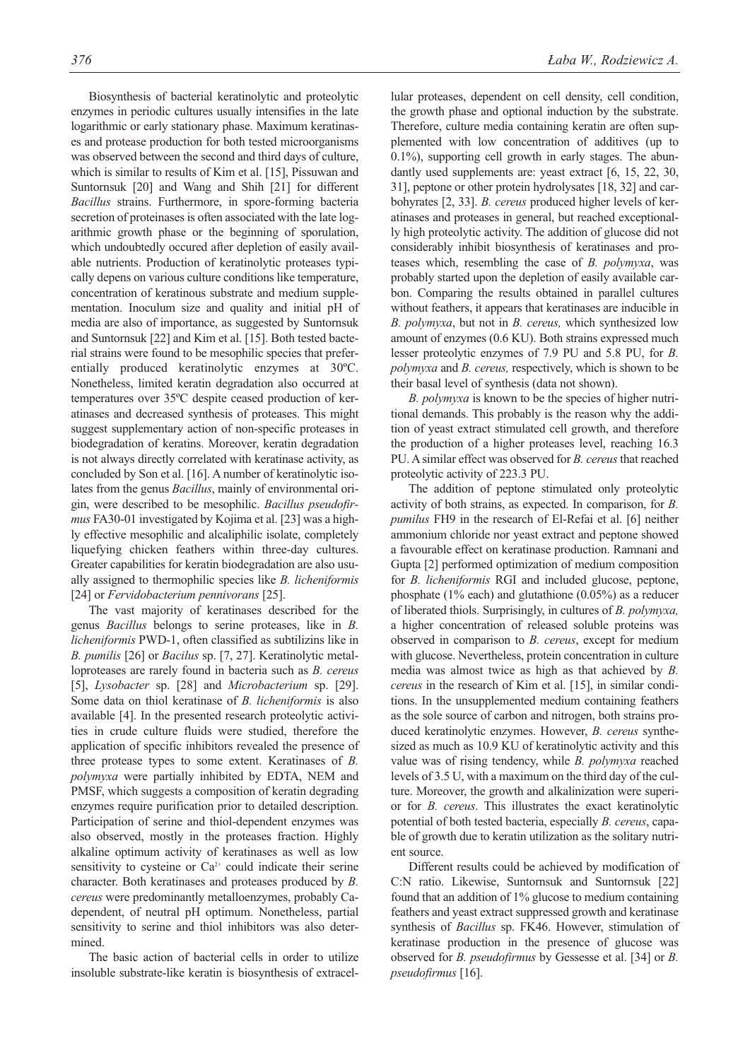Biosynthesis of bacterial keratinolytic and proteolytic enzymes in periodic cultures usually intensifies in the late logarithmic or early stationary phase. Maximum keratinases and protease production for both tested microorganisms was observed between the second and third days of culture, which is similar to results of Kim et al. [15], Pissuwan and Suntornsuk [20] and Wang and Shih [21] for different *Bacillus* strains. Furthermore, in spore-forming bacteria secretion of proteinases is often associated with the late logarithmic growth phase or the beginning of sporulation, which undoubtedly occured after depletion of easily available nutrients. Production of keratinolytic proteases typically depens on various culture conditions like temperature, concentration of keratinous substrate and medium supplementation. Inoculum size and quality and initial pH of media are also of importance, as suggested by Suntornsuk and Suntornsuk [22] and Kim et al. [15]. Both tested bacterial strains were found to be mesophilic species that preferentially produced keratinolytic enzymes at 30ºC. Nonetheless, limited keratin degradation also occurred at temperatures over 35ºC despite ceased production of keratinases and decreased synthesis of proteases. This might suggest supplementary action of non-specific proteases in biodegradation of keratins. Moreover, keratin degradation is not always directly correlated with keratinase activity, as concluded by Son et al. [16]. A number of keratinolytic isolates from the genus *Bacillus*, mainly of environmental origin, were described to be mesophilic. *Bacillus pseudofirmus* FA30-01 investigated by Kojima et al. [23] was a highly effective mesophilic and alcaliphilic isolate, completely liquefying chicken feathers within three-day cultures. Greater capabilities for keratin biodegradation are also usually assigned to thermophilic species like *B. licheniformis* [24] or *Fervidobacterium pennivorans* [25].

The vast majority of keratinases described for the genus *Bacillus* belongs to serine proteases, like in *B. licheniformis* PWD-1, often classified as subtilizins like in *B. pumilis* [26] or *Bacilus* sp. [7, 27]. Keratinolytic metalloproteases are rarely found in bacteria such as *B. cereus* [5], *Lysobacter* sp. [28] and *Microbacterium* sp. [29]. Some data on thiol keratinase of *B. licheniformis* is also available [4]. In the presented research proteolytic activities in crude culture fluids were studied, therefore the application of specific inhibitors revealed the presence of three protease types to some extent. Keratinases of *B. polymyxa* were partially inhibited by EDTA, NEM and PMSF, which suggests a composition of keratin degrading enzymes require purification prior to detailed description. Participation of serine and thiol-dependent enzymes was also observed, mostly in the proteases fraction. Highly alkaline optimum activity of keratinases as well as low sensitivity to cysteine or $Ca^{2+}$ could indicate their serine character. Both keratinases and proteases produced by *B. cereus* were predominantly metalloenzymes, probably Ca-dependent, of neutral pH optimum. Nonetheless, partial sensitivity to serine and thiol inhibitors was also determined.

The basic action of bacterial cells in order to utilize insoluble substrate-like keratin is biosynthesis of extracellular proteases, dependent on cell density, cell condition, the growth phase and optional induction by the substrate. Therefore, culture media containing keratin are often supplemented with low concentration of additives (up to 0.1%), supporting cell growth in early stages. The abundantly used supplements are: yeast extract [6, 15, 22, 30, 31], peptone or other protein hydrolysates [18, 32] and carbohyrates [2, 33]. *B. cereus* produced higher levels of keratinases and proteases in general, but reached exceptionally high proteolytic activity. The addition of glucose did not considerably inhibit biosynthesis of keratinases and proteases which, resembling the case of *B. polymyxa*, was probably started upon the depletion of easily available carbon. Comparing the results obtained in parallel cultures without feathers, it appears that keratinases are inducible in *B. polymyxa*, but not in *B. cereus,* which synthesized low amount of enzymes (0.6 KU). Both strains expressed much lesser proteolytic enzymes of 7.9 PU and 5.8 PU, for *B. polymyxa* and *B. cereus,* respectively, which is shown to be their basal level of synthesis (data not shown).

*B. polymyxa* is known to be the species of higher nutritional demands. This probably is the reason why the addition of yeast extract stimulated cell growth, and therefore the production of a higher proteases level, reaching 16.3 PU. A similar effect was observed for *B. cereus* that reached proteolytic activity of 223.3 PU.

The addition of peptone stimulated only proteolytic activity of both strains, as expected. In comparison, for *B. pumilus* FH9 in the research of El-Refai et al. [6] neither ammonium chloride nor yeast extract and peptone showed a favourable effect on keratinase production. Ramnani and Gupta [2] performed optimization of medium composition for *B. licheniformis* RGI and included glucose, peptone, phosphate (1% each) and glutathione (0.05%) as a reducer of liberated thiols. Surprisingly, in cultures of *B. polymyxa,* a higher concentration of released soluble proteins was observed in comparison to *B. cereus*, except for medium with glucose. Nevertheless, protein concentration in culture media was almost twice as high as that achieved by *B. cereus* in the research of Kim et al. [15], in similar conditions. In the unsupplemented medium containing feathers as the sole source of carbon and nitrogen, both strains produced keratinolytic enzymes. However, *B. cereus* synthesized as much as 10.9 KU of keratinolytic activity and this value was of rising tendency, while *B. polymyxa* reached levels of 3.5 U, with a maximum on the third day of the culture. Moreover, the growth and alkalinization were superior for *B. cereus*. This illustrates the exact keratinolytic potential of both tested bacteria, especially *B. cereus*, capable of growth due to keratin utilization as the solitary nutrient source.

Different results could be achieved by modification of C:N ratio. Likewise, Suntornsuk and Suntornsuk [22] found that an addition of 1% glucose to medium containing feathers and yeast extract suppressed growth and keratinase synthesis of *Bacillus* sp. FK46. However, stimulation of keratinase production in the presence of glucose was observed for *B. pseudofirmus* by Gessesse et al. [34] or *B. pseudofirmus* [16].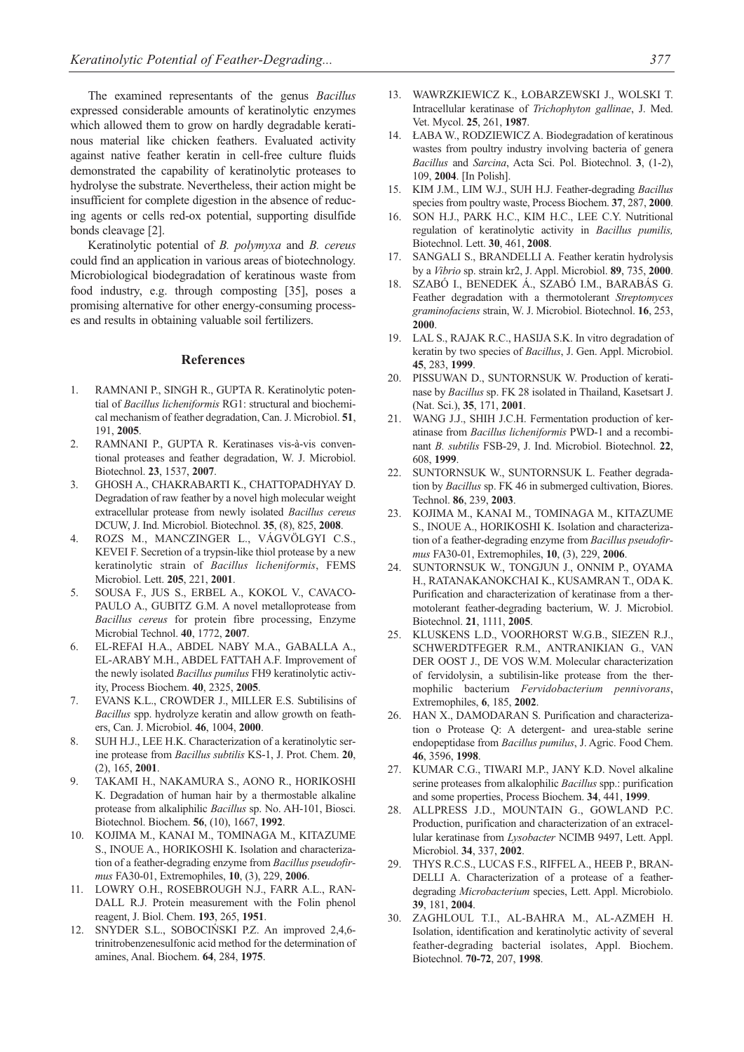The examined representants of the genus *Bacillus* expressed considerable amounts of keratinolytic enzymes which allowed them to grow on hardly degradable keratinous material like chicken feathers. Evaluated activity against native feather keratin in cell-free culture fluids demonstrated the capability of keratinolytic proteases to hydrolyse the substrate. Nevertheless, their action might be insufficient for complete digestion in the absence of reducing agents or cells red-ox potential, supporting disulfide bonds cleavage [2].

Keratinolytic potential of *B. polymyxa* and *B. cereus* could find an application in various areas of biotechnology. Microbiological biodegradation of keratinous waste from food industry, e.g. through composting [35], poses a promising alternative for other energy-consuming processes and results in obtaining valuable soil fertilizers.

## References

1. RAMNANI P., SINGH R., GUPTA R. Keratinolytic potential of *Bacillus licheniformis* RG1: structural and biochemical mechanism of feather degradation, Can. J. Microbiol. **51**, 191, **2005**.
2. RAMNANI P., GUPTA R. Keratinases vis-à-vis conventional proteases and feather degradation, W. J. Microbiol. Biotechnol. **23**, 1537, **2007**.
3. GHOSH A., CHAKRABARTI K., CHATTOPADHYAY D. Degradation of raw feather by a novel high molecular weight extracellular protease from newly isolated *Bacillus cereus* DCUW, J. Ind. Microbiol. Biotechnol. **35**, (8), 825, **2008**.
4. ROZS M., MANCZINGER L., VÁGVÖLGYI C.S., KEVEI F. Secretion of a trypsin-like thiol protease by a new keratinolytic strain of *Bacillus licheniformis*, FEMS Microbiol. Lett. **205**, 221, **2001**.
5. SOUSA F., JUS S., ERBEL A., KOKOL V., CAVACO-PAULO A., GUBITZ G.M. A novel metalloprotease from *Bacillus cereus* for protein fibre processing, Enzyme Microbial Technol. **40**, 1772, **2007**.
6. EL-REFAI H.A., ABDEL NABY M.A., GABALLA A., EL-ARABY M.H., ABDEL FATTAH A.F. Improvement of the newly isolated *Bacillus pumilus* FH9 keratinolytic activity, Process Biochem. **40**, 2325, **2005**.
7. EVANS K.L., CROWDER J., MILLER E.S. Subtilisins of *Bacillus* spp. hydrolyze keratin and allow growth on feathers, Can. J. Microbiol. **46**, 1004, **2000**.
8. SUH H.J., LEE H.K. Characterization of a keratinolytic serine protease from *Bacillus subtilis* KS-1, J. Prot. Chem. **20**, (2), 165, **2001**.
9. TAKAMI H., NAKAMURA S., AONO R., HORIKOSHI K. Degradation of human hair by a thermostable alkaline protease from alkaliphilic *Bacillus* sp. No. AH-101, Biosci. Biotechnol. Biochem. **56**, (10), 1667, **1992**.
10. KOJIMA M., KANAI M., TOMINAGA M., KITAZUME S., INOUE A., HORIKOSHI K. Isolation and characterization of a feather-degrading enzyme from *Bacillus pseudofirmus* FA30-01, Extremophiles, **10**, (3), 229, **2006**.
11. LOWRY O.H., ROSEBROUGH N.J., FARR A.L., RANDALL R.J. Protein measurement with the Folin phenol reagent, J. Biol. Chem. **193**, 265, **1951**.
12. SNYDER S.L., SOBOCIŃSKI P.Z. An improved 2,4,6-trinitrobenzenesulfonic acid method for the determination of amines, Anal. Biochem. **64**, 284, **1975**.
13. WAWRZKIEWICZ K., ŁOBARZEWSKI J., WOLSKI T. Intracellular keratinase of *Trichophyton gallinae*, J. Med. Vet. Mycol. **25**, 261, **1987**.
14. ŁABA W., RODZIEWICZ A. Biodegradation of keratinous wastes from poultry industry involving bacteria of genera *Bacillus* and *Sarcina*, Acta Sci. Pol. Biotechnol. **3**, (1-2), 109, **2004**. [In Polish].
15. KIM J.M., LIM W.J., SUH H.J. Feather-degrading *Bacillus* species from poultry waste, Process Biochem. **37**, 287, **2000**.
16. SON H.J., PARK H.C., KIM H.C., LEE C.Y. Nutritional regulation of keratinolytic activity in *Bacillus pumilis,* Biotechnol. Lett. **30**, 461, **2008**.
17. SANGALI S., BRANDELLI A. Feather keratin hydrolysis by a *Vibrio* sp. strain kr2, J. Appl. Microbiol. **89**, 735, **2000**.
18. SZABÓ I., BENEDEK Á., SZABÓ I.M., BARABÁS G. Feather degradation with a thermotolerant *Streptomyces graminofaciens* strain, W. J. Microbiol. Biotechnol. **16**, 253, **2000**.
19. LAL S., RAJAK R.C., HASIJA S.K. In vitro degradation of keratin by two species of *Bacillus*, J. Gen. Appl. Microbiol. **45**, 283, **1999**.
20. PISSUWAN D., SUNTORNSUK W. Production of keratinase by *Bacillus* sp. FK 28 isolated in Thailand, Kasetsart J. (Nat. Sci.), **35**, 171, **2001**.
21. WANG J.J., SHIH J.C.H. Fermentation production of keratinase from *Bacillus licheniformis* PWD-1 and a recombinant *B. subtilis* FSB-29, J. Ind. Microbiol. Biotechnol. **22**, 608, **1999**.
22. SUNTORNSUK W., SUNTORNSUK L. Feather degradation by *Bacillus* sp. FK 46 in submerged cultivation, Biores. Technol. **86**, 239, **2003**.
23. KOJIMA M., KANAI M., TOMINAGA M., KITAZUME S., INOUE A., HORIKOSHI K. Isolation and characterization of a feather-degrading enzyme from *Bacillus pseudofirmus* FA30-01, Extremophiles, **10**, (3), 229, **2006**.
24. SUNTORNSUK W., TONGJUN J., ONNIM P., OYAMA H., RATANAKANOKCHAI K., KUSAMRAN T., ODA K. Purification and characterization of keratinase from a thermotolerant feather-degrading bacterium, W. J. Microbiol. Biotechnol. **21**, 1111, **2005**.
25. KLUSKENS L.D., VOORHORST W.G.B., SIEZEN R.J., SCHWERDTFEGER R.M., ANTRANIKIAN G., VAN DER OOST J., DE VOS W.M. Molecular characterization of fervidolysin, a subtilisin-like protease from the thermophilic bacterium *Fervidobacterium pennivorans*, Extremophiles, **6**, 185, **2002**.
26. HAN X., DAMODARAN S. Purification and characterization o Protease Q: A detergent- and urea-stable serine endopeptidase from *Bacillus pumilus*, J. Agric. Food Chem. **46**, 3596, **1998**.
27. KUMAR C.G., TIWARI M.P., JANY K.D. Novel alkaline serine proteases from alkalophilic *Bacillus* spp.: purification and some properties, Process Biochem. **34**, 441, **1999**.
28. ALLPRESS J.D., MOUNTAIN G., GOWLAND P.C. Production, purification and characterization of an extracellular keratinase from *Lysobacter* NCIMB 9497, Lett. Appl. Microbiol. **34**, 337, **2002**.
29. THYS R.C.S., LUCAS F.S., RIFFEL A., HEEB P., BRANDELLI A. Characterization of a protease of a feather-degrading *Microbacterium* species, Lett. Appl. Microbiolo. **39**, 181, **2004**.
30. ZAGHLOUL T.I., AL-BAHRA M., AL-AZMEH H. Isolation, identification and keratinolytic activity of several feather-degrading bacterial isolates, Appl. Biochem. Biotechnol. **70-72**, 207, **1998**.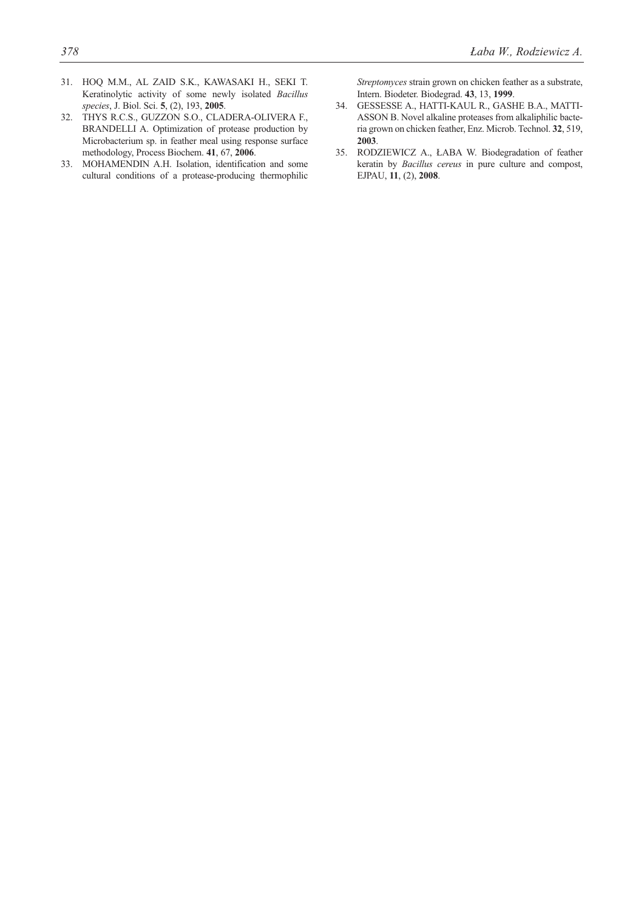31. HOQ M.M., AL ZAID S.K., KAWASAKI H., SEKI T. Keratinolytic activity of some newly isolated *Bacillus species*, J. Biol. Sci. **5**, (2), 193, **2005**.
32. THYS R.C.S., GUZZON S.O., CLADERA-OLIVERA F., BRANDELLI A. Optimization of protease production by Microbacterium sp. in feather meal using response surface methodology, Process Biochem. **41**, 67, **2006**.
33. MOHAMENDIN A.H. Isolation, identification and some cultural conditions of a protease-producing thermophilic *Streptomyces* strain grown on chicken feather as a substrate, Intern. Biodeter. Biodegrad. **43**, 13, **1999**.
34. GESSESSE A., HATTI-KAUL R., GASHE B.A., MATTIASSON B. Novel alkaline proteases from alkaliphilic bacteria grown on chicken feather, Enz. Microb. Technol. **32**, 519, **2003**.
35. RODZIEWICZ A., ŁABA W. Biodegradation of feather keratin by *Bacillus cereus* in pure culture and compost, EJPAU, **11**, (2), **2008**.